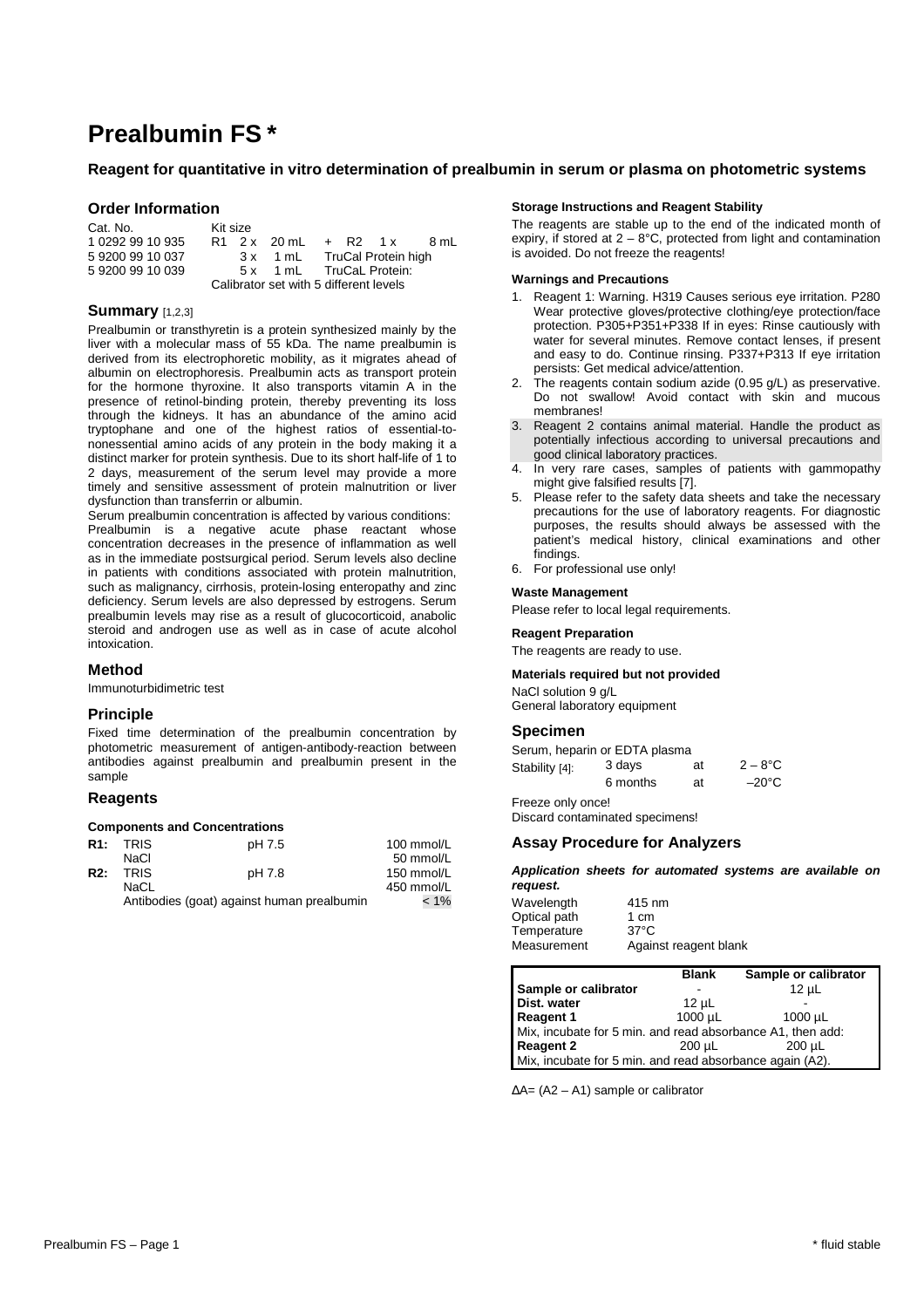# Prealbumin FS *

**Reagent for quantitative in vitro determination of prealbumin in serum or plasma on photometric systems**

## Order Information

| Cat. No. | Kit size |
|---|---|
| 1 0292 99 10 935 | R1 2 x 20 mL + R2 1 x 8 mL |
| 5 9200 99 10 037 | 3 x 1 mL TruCal Protein high |
| 5 9200 99 10 039 | 5 x 1 mL TruCaL Protein: Calibrator set with 5 different levels |

## Summary [1,2,3]

Prealbumin or transthyretin is a protein synthesized mainly by the liver with a molecular mass of 55 kDa. The name prealbumin is derived from its electrophoretic mobility, as it migrates ahead of albumin on electrophoresis. Prealbumin acts as transport protein for the hormone thyroxine. It also transports vitamin A in the presence of retinol-binding protein, thereby preventing its loss through the kidneys. It has an abundance of the amino acid tryptophane and one of the highest ratios of essential-to-nonessential amino acids of any protein in the body making it a distinct marker for protein synthesis. Due to its short half-life of 1 to 2 days, measurement of the serum level may provide a more timely and sensitive assessment of protein malnutrition or liver dysfunction than transferrin or albumin.

Serum prealbumin concentration is affected by various conditions: Prealbumin is a negative acute phase reactant whose concentration decreases in the presence of inflammation as well as in the immediate postsurgical period. Serum levels also decline in patients with conditions associated with protein malnutrition, such as malignancy, cirrhosis, protein-losing enteropathy and zinc deficiency. Serum levels are also depressed by estrogens. Serum prealbumin levels may rise as a result of glucocorticoid, anabolic steroid and androgen use as well as in case of acute alcohol intoxication.

## Method

Immunoturbidimetric test

## Principle

Fixed time determination of the prealbumin concentration by photometric measurement of antigen-antibody-reaction between antibodies against prealbumin and prealbumin present in the sample

## Reagents

### Components and Concentrations

| | | | |
|---|---|---|---|
| **R1:** | TRIS | pH 7.5 | 100 mmol/L |
| | NaCl | | 50 mmol/L |
| **R2:** | TRIS | pH 7.8 | 150 mmol/L |
| | NaCL | | 450 mmol/L |
| | Antibodies (goat) against human prealbumin | | < 1% |

### Storage Instructions and Reagent Stability

The reagents are stable up to the end of the indicated month of expiry, if stored at 2 – 8°C, protected from light and contamination is avoided. Do not freeze the reagents!

### Warnings and Precautions

1. Reagent 1: Warning. H319 Causes serious eye irritation. P280 Wear protective gloves/protective clothing/eye protection/face protection. P305+P351+P338 If in eyes: Rinse cautiously with water for several minutes. Remove contact lenses, if present and easy to do. Continue rinsing. P337+P313 If eye irritation persists: Get medical advice/attention.
2. The reagents contain sodium azide (0.95 g/L) as preservative. Do not swallow! Avoid contact with skin and mucous membranes!
3. Reagent 2 contains animal material. Handle the product as potentially infectious according to universal precautions and good clinical laboratory practices.
4. In very rare cases, samples of patients with gammopathy might give falsified results [7].
5. Please refer to the safety data sheets and take the necessary precautions for the use of laboratory reagents. For diagnostic purposes, the results should always be assessed with the patient's medical history, clinical examinations and other findings.
6. For professional use only!

### Waste Management

Please refer to local legal requirements.

### Reagent Preparation

The reagents are ready to use.

### Materials required but not provided

NaCl solution 9 g/L
General laboratory equipment

## Specimen

Serum, heparin or EDTA plasma

| | | | |
|---|---|---|---|
| Stability [4]: | 3 days | at | 2 – 8°C |
| | 6 months | at | –20°C |

Freeze only once!
Discard contaminated specimens!

## Assay Procedure for Analyzers

***Application sheets for automated systems are available on request.***

| | |
|---|---|
| Wavelength | 415 nm |
| Optical path | 1 cm |
| Temperature | 37°C |
| Measurement | Against reagent blank |

| | Blank | Sample or calibrator |
|---|---|---|
| **Sample or calibrator** | - | 12 µL |
| **Dist. water** | 12 µL | - |
| **Reagent 1** | 1000 µL | 1000 µL |
| Mix, incubate for 5 min. and read absorbance A1, then add: | | |
| **Reagent 2** | 200 µL | 200 µL |
| Mix, incubate for 5 min. and read absorbance again (A2). | | |

$\Delta A = (A2 - A1)$ sample or calibrator

\* fluid stable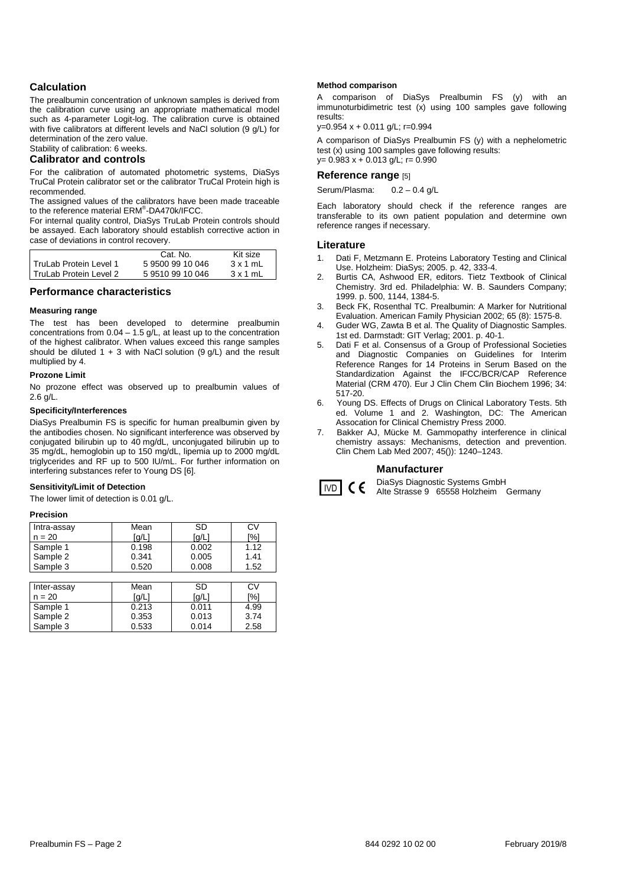## Calculation

The prealbumin concentration of unknown samples is derived from the calibration curve using an appropriate mathematical model such as 4-parameter Logit-log. The calibration curve is obtained with five calibrators at different levels and NaCl solution (9 g/L) for determination of the zero value.

Stability of calibration: 6 weeks.

## Calibrator and controls

For the calibration of automated photometric systems, DiaSys TruCal Protein calibrator set or the calibrator TruCal Protein high is recommended.

The assigned values of the calibrators have been made traceable to the reference material ERM®-DA470k/IFCC.

For internal quality control, DiaSys TruLab Protein controls should be assayed. Each laboratory should establish corrective action in case of deviations in control recovery.

| | Cat. No. | Kit size |
|---|---|---|
| TruLab Protein Level 1 | 5 9500 99 10 046 | 3 x 1 mL |
| TruLab Protein Level 2 | 5 9510 99 10 046 | 3 x 1 mL |

## Performance characteristics

#### Measuring range

The test has been developed to determine prealbumin concentrations from 0.04 – 1.5 g/L, at least up to the concentration of the highest calibrator. When values exceed this range samples should be diluted 1 + 3 with NaCl solution (9 g/L) and the result multiplied by 4.

#### Prozone Limit

No prozone effect was observed up to prealbumin values of 2.6 g/L.

#### Specificity/Interferences

DiaSys Prealbumin FS is specific for human prealbumin given by the antibodies chosen. No significant interference was observed by conjugated bilirubin up to 40 mg/dL, unconjugated bilirubin up to 35 mg/dL, hemoglobin up to 150 mg/dL, lipemia up to 2000 mg/dL triglycerides and RF up to 500 IU/mL. For further information on interfering substances refer to Young DS [6].

#### Sensitivity/Limit of Detection

The lower limit of detection is 0.01 g/L.

#### Precision

| Intra-assay n = 20 | Mean [g/L] | SD [g/L] | CV [%] |
|---|---|---|---|
| Sample 1 | 0.198 | 0.002 | 1.12 |
| Sample 2 | 0.341 | 0.005 | 1.41 |
| Sample 3 | 0.520 | 0.008 | 1.52 |

| Inter-assay n = 20 | Mean [g/L] | SD [g/L] | CV [%] |
|---|---|---|---|
| Sample 1 | 0.213 | 0.011 | 4.99 |
| Sample 2 | 0.353 | 0.013 | 3.74 |
| Sample 3 | 0.533 | 0.014 | 2.58 |

#### Method comparison

A comparison of DiaSys Prealbumin FS (y) with an immunoturbidimetric test (x) using 100 samples gave following results:

y=0.954 x + 0.011 g/L; r=0.994

A comparison of DiaSys Prealbumin FS (y) with a nephelometric test (x) using 100 samples gave following results:

y= 0.983 x + 0.013 g/L; r= 0.990

## Reference range [5]

Serum/Plasma: 0.2 – 0.4 g/L

Each laboratory should check if the reference ranges are transferable to its own patient population and determine own reference ranges if necessary.

## Literature

1. Dati F, Metzmann E. Proteins Laboratory Testing and Clinical Use. Holzheim: DiaSys; 2005. p. 42, 333-4.
2. Burtis CA, Ashwood ER, editors. Tietz Textbook of Clinical Chemistry. 3rd ed. Philadelphia: W. B. Saunders Company; 1999. p. 500, 1144, 1384-5.
3. Beck FK, Rosenthal TC. Prealbumin: A Marker for Nutritional Evaluation. American Family Physician 2002; 65 (8): 1575-8.
4. Guder WG, Zawta B et al. The Quality of Diagnostic Samples. 1st ed. Darmstadt: GIT Verlag; 2001. p. 40-1.
5. Dati F et al. Consensus of a Group of Professional Societies and Diagnostic Companies on Guidelines for Interim Reference Ranges for 14 Proteins in Serum Based on the Standardization Against the IFCC/BCR/CAP Reference Material (CRM 470). Eur J Clin Chem Clin Biochem 1996; 34: 517-20.
6. Young DS. Effects of Drugs on Clinical Laboratory Tests. 5th ed. Volume 1 and 2. Washington, DC: The American Assocation for Clinical Chemistry Press 2000.
7. Bakker AJ, Mücke M. Gammopathy interference in clinical chemistry assays: Mechanisms, detection and prevention. Clin Chem Lab Med 2007; 45()): 1240–1243.

## Manufacturer

IVD CE DiaSys Diagnostic Systems GmbH
Alte Strasse 9 65558 Holzheim Germany

Prealbumin FS – Page 2 844 0292 10 02 00 February 2019/8